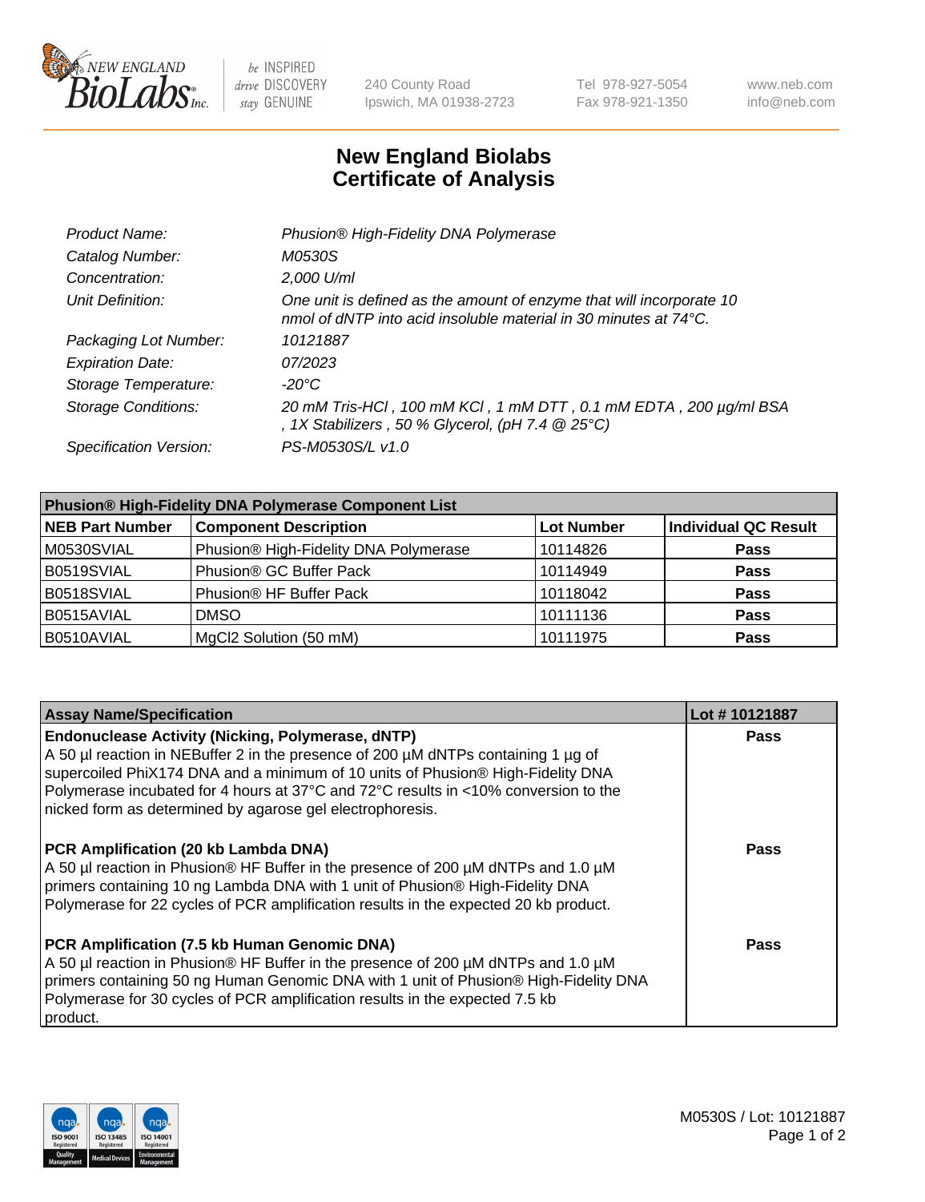# New England Biolabs Certificate of Analysis

| | |
|---|---|
| Product Name: | Phusion® High-Fidelity DNA Polymerase |
| Catalog Number: | M0530S |
| Concentration: | 2,000 U/ml |
| Unit Definition: | One unit is defined as the amount of enzyme that will incorporate 10 nmol of dNTP into acid insoluble material in 30 minutes at 74°C. |
| Packaging Lot Number: | 10121887 |
| Expiration Date: | 07/2023 |
| Storage Temperature: | -20°C |
| Storage Conditions: | 20 mM Tris-HCl , 100 mM KCl , 1 mM DTT , 0.1 mM EDTA , 200 µg/ml BSA , 1X Stabilizers , 50 % Glycerol, (pH 7.4 @ 25°C) |
| Specification Version: | PS-M0530S/L v1.0 |

| Phusion® High-Fidelity DNA Polymerase Component List | | | |
|---|---|---|---|
| **NEB Part Number** | **Component Description** | **Lot Number** | **Individual QC Result** |
| M0530SVIAL | Phusion® High-Fidelity DNA Polymerase | 10114826 | **Pass** |
| B0519SVIAL | Phusion® GC Buffer Pack | 10114949 | **Pass** |
| B0518SVIAL | Phusion® HF Buffer Pack | 10118042 | **Pass** |
| B0515AVIAL | DMSO | 10111136 | **Pass** |
| B0510AVIAL | MgCl2 Solution (50 mM) | 10111975 | **Pass** |

| Assay Name/Specification | Lot # 10121887 |
|---|---|
| **Endonuclease Activity (Nicking, Polymerase, dNTP)**<br>A 50 µl reaction in NEBuffer 2 in the presence of 200 µM dNTPs containing 1 µg of supercoiled PhiX174 DNA and a minimum of 10 units of Phusion® High-Fidelity DNA Polymerase incubated for 4 hours at 37°C and 72°C results in <10% conversion to the nicked form as determined by agarose gel electrophoresis. | **Pass** |
| **PCR Amplification (20 kb Lambda DNA)**<br>A 50 µl reaction in Phusion® HF Buffer in the presence of 200 µM dNTPs and 1.0 µM primers containing 10 ng Lambda DNA with 1 unit of Phusion® High-Fidelity DNA Polymerase for 22 cycles of PCR amplification results in the expected 20 kb product. | **Pass** |
| **PCR Amplification (7.5 kb Human Genomic DNA)**<br>A 50 µl reaction in Phusion® HF Buffer in the presence of 200 µM dNTPs and 1.0 µM primers containing 50 ng Human Genomic DNA with 1 unit of Phusion® High-Fidelity DNA Polymerase for 30 cycles of PCR amplification results in the expected 7.5 kb product. | **Pass** |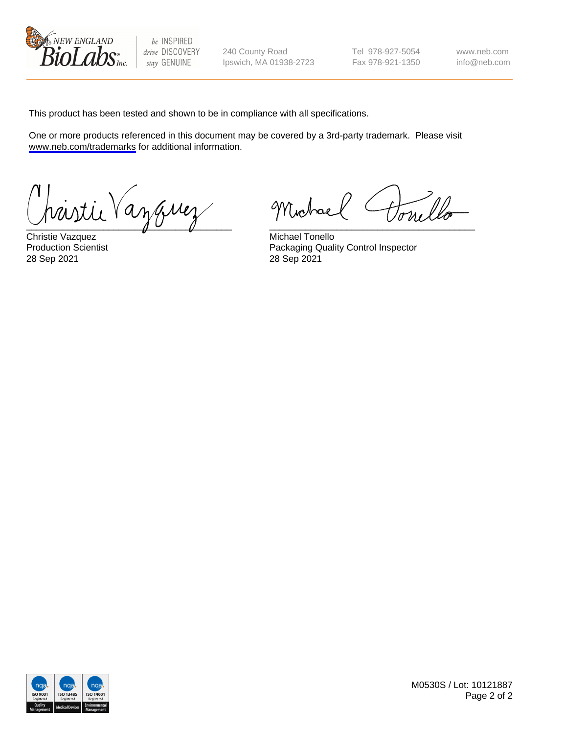This product has been tested and shown to be in compliance with all specifications.

One or more products referenced in this document may be covered by a 3rd-party trademark. Please visit www.neb.com/trademarks for additional information.

Christie Vazquez
Production Scientist
28 Sep 2021

Michael Tonello
Packaging Quality Control Inspector
28 Sep 2021

M0530S / Lot: 10121887